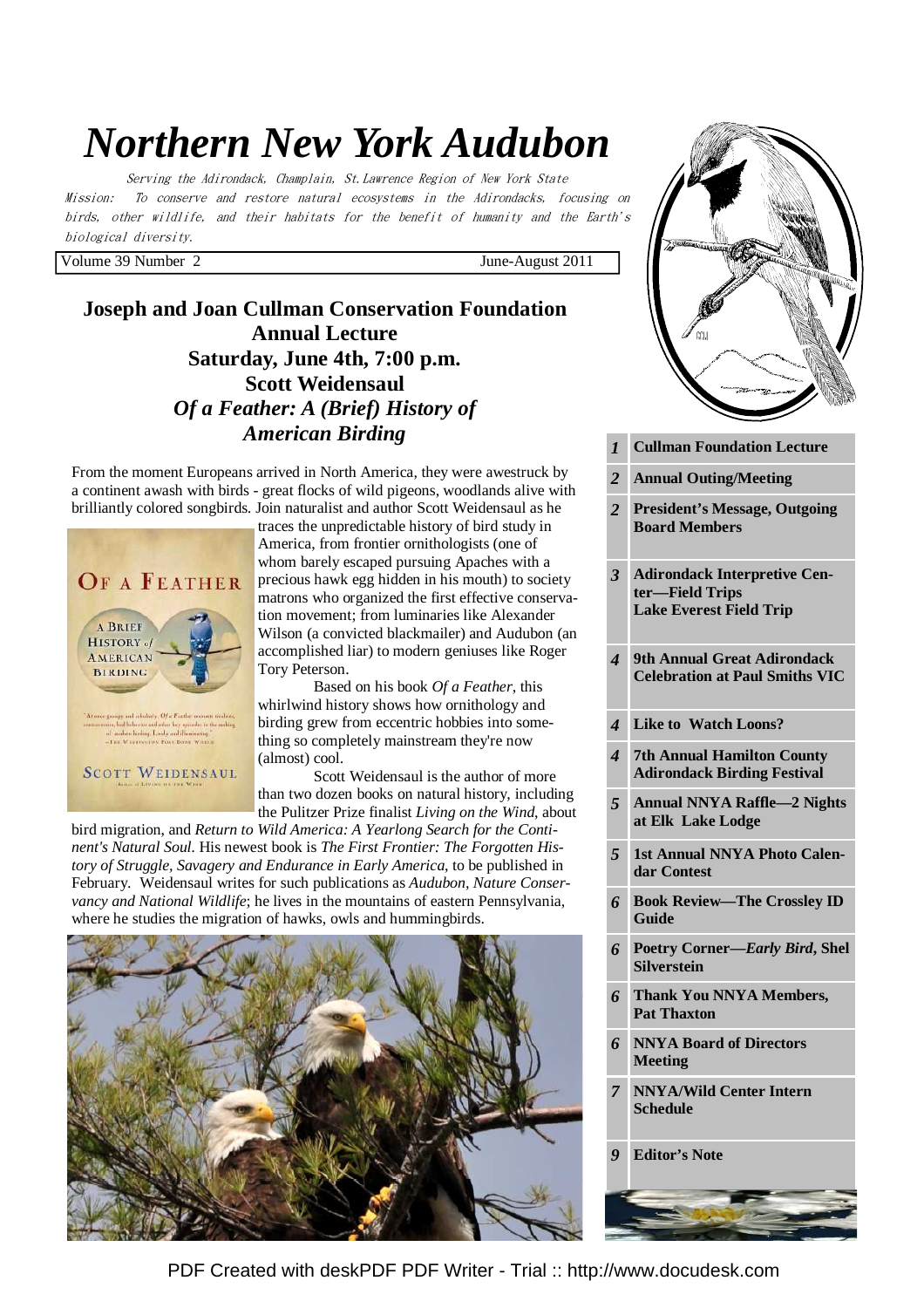# Northern New York Audubon

*Serving the Adirondack, Champlain, St. Lawrence Region of New York State*

*Mission: To conserve and restore natural ecosystems in the Adirondacks, focusing on birds, other wildlife, and their habitats for the benefit of humanity and the Earth's biological diversity.*

Volume 39 Number 2 — June-August 2011

| | |
|---|---|
| *1* | **Cullman Foundation Lecture** |
| *2* | **Annual Outing/Meeting** |
| *2* | **President's Message, Outgoing Board Members** |
| *3* | **Adirondack Interpretive Center—Field Trips Lake Everest Field Trip** |
| *4* | **9th Annual Great Adirondack Celebration at Paul Smiths VIC** |
| *4* | **Like to Watch Loons?** |
| *4* | **7th Annual Hamilton County Adirondack Birding Festival** |
| *5* | **Annual NNYA Raffle—2 Nights at Elk Lake Lodge** |
| *5* | **1st Annual NNYA Photo Calendar Contest** |
| *6* | **Book Review—The Crossley ID Guide** |
| *6* | **Poetry Corner—*Early Bird*, Shel Silverstein** |
| *6* | **Thank You NNYA Members, Pat Thaxton** |
| *6* | **NNYA Board of Directors Meeting** |
| *7* | **NNYA/Wild Center Intern Schedule** |
| *9* | **Editor's Note** |

## Joseph and Joan Cullman Conservation Foundation Annual Lecture

### Saturday, June 4th, 7:00 p.m.

### Scott Weidensaul

### *Of a Feather: A (Brief) History of American Birding*

From the moment Europeans arrived in North America, they were awestruck by a continent awash with birds - great flocks of wild pigeons, woodlands alive with brilliantly colored songbirds. Join naturalist and author Scott Weidensaul as he traces the unpredictable history of bird study in America, from frontier ornithologists (one of whom barely escaped pursuing Apaches with a precious hawk egg hidden in his mouth) to society matrons who organized the first effective conservation movement; from luminaries like Alexander Wilson (a convicted blackmailer) and Audubon (an accomplished liar) to modern geniuses like Roger Tory Peterson.

Based on his book *Of a Feather*, this whirlwind history shows how ornithology and birding grew from eccentric hobbies into something so completely mainstream they're now (almost) cool.

Scott Weidensaul is the author of more than two dozen books on natural history, including the Pulitzer Prize finalist *Living on the Wind*, about bird migration, and *Return to Wild America: A Yearlong Search for the Continent's Natural Soul*. His newest book is *The First Frontier: The Forgotten History of Struggle, Savagery and Endurance in Early America*, to be published in February. Weidensaul writes for such publications as *Audubon, Nature Conservancy and National Wildlife*; he lives in the mountains of eastern Pennsylvania, where he studies the migration of hawks, owls and hummingbirds.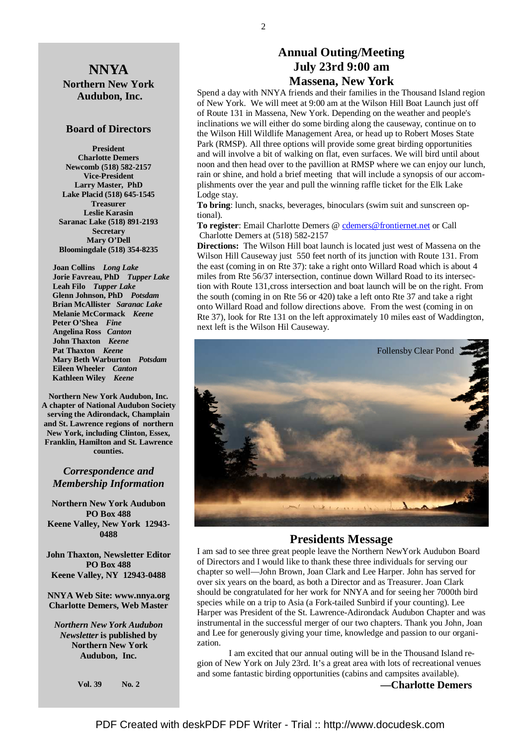# NNYA

## Northern New York Audubon, Inc.

### Board of Directors

**President**
**Charlotte Demers**
**Newcomb (518) 582-2157**
**Vice-President**
**Larry Master, PhD**
**Lake Placid (518) 645-1545**
**Treasurer**
**Leslie Karasin**
**Saranac Lake (518) 891-2193**
**Secretary**
**Mary O'Dell**
**Bloomingdale (518) 354-8235**

**Joan Collins** ***Long Lake***
**Jorie Favreau, PhD** ***Tupper Lake***
**Leah Filo** ***Tupper Lake***
**Glenn Johnson, PhD** ***Potsdam***
**Brian McAllister** ***Saranac Lake***
**Melanie McCormack** ***Keene***
**Peter O'Shea** ***Fine***
**Angelina Ross** ***Canton***
**John Thaxton** ***Keene***
**Pat Thaxton** ***Keene***
**Mary Beth Warburton** ***Potsdam***
**Eileen Wheeler** ***Canton***
**Kathleen Wiley** ***Keene***

**Northern New York Audubon, Inc. A chapter of National Audubon Society serving the Adirondack, Champlain and St. Lawrence regions of northern New York, including Clinton, Essex, Franklin, Hamilton and St. Lawrence counties.**

### *Correspondence and Membership Information*

**Northern New York Audubon**
**PO Box 488**
**Keene Valley, New York 12943-0488**

**John Thaxton, Newsletter Editor**
**PO Box 488**
**Keene Valley, NY 12943-0488**

**NNYA Web Site: www.nnya.org**
**Charlotte Demers, Web Master**

***Northern New York Audubon Newsletter*** **is published by Northern New York Audubon, Inc.**

**Vol. 39 No. 2**

## Annual Outing/Meeting July 23rd 9:00 am Massena, New York

Spend a day with NNYA friends and their families in the Thousand Island region of New York. We will meet at 9:00 am at the Wilson Hill Boat Launch just off of Route 131 in Massena, New York. Depending on the weather and people's inclinations we will either do some birding along the causeway, continue on to the Wilson Hill Wildlife Management Area, or head up to Robert Moses State Park (RMSP). All three options will provide some great birding opportunities and will involve a bit of walking on flat, even surfaces. We will bird until about noon and then head over to the pavillion at RMSP where we can enjoy our lunch, rain or shine, and hold a brief meeting that will include a synopsis of our accomplishments over the year and pull the winning raffle ticket for the Elk Lake Lodge stay.

**To bring**: lunch, snacks, beverages, binoculars (swim suit and sunscreen optional).

**To register**: Email Charlotte Demers @ cdemers@frontiernet.net or Call Charlotte Demers at (518) 582-2157

**Directions:** The Wilson Hill boat launch is located just west of Massena on the Wilson Hill Causeway just 550 feet north of its junction with Route 131. From the east (coming in on Rte 37): take a right onto Willard Road which is about 4 miles from Rte 56/37 intersection, continue down Willard Road to its intersection with Route 131,cross intersection and boat launch will be on the right. From the south (coming in on Rte 56 or 420) take a left onto Rte 37 and take a right onto Willard Road and follow directions above. From the west (coming in on Rte 37), look for Rte 131 on the left approximately 10 miles east of Waddington, next left is the Wilson Hil Causeway.

Follensby Clear Pond

## Presidents Message

I am sad to see three great people leave the Northern NewYork Audubon Board of Directors and I would like to thank these three individuals for serving our chapter so well—John Brown, Joan Clark and Lee Harper. John has served for over six years on the board, as both a Director and as Treasurer. Joan Clark should be congratulated for her work for NNYA and for seeing her 7000th bird species while on a trip to Asia (a Fork-tailed Sunbird if your counting). Lee Harper was President of the St. Lawrence-Adirondack Audubon Chapter and was instrumental in the successful merger of our two chapters. Thank you John, Joan and Lee for generously giving your time, knowledge and passion to our organization.

I am excited that our annual outing will be in the Thousand Island region of New York on July 23rd. It's a great area with lots of recreational venues and some fantastic birding opportunities (cabins and campsites available).

**—Charlotte Demers**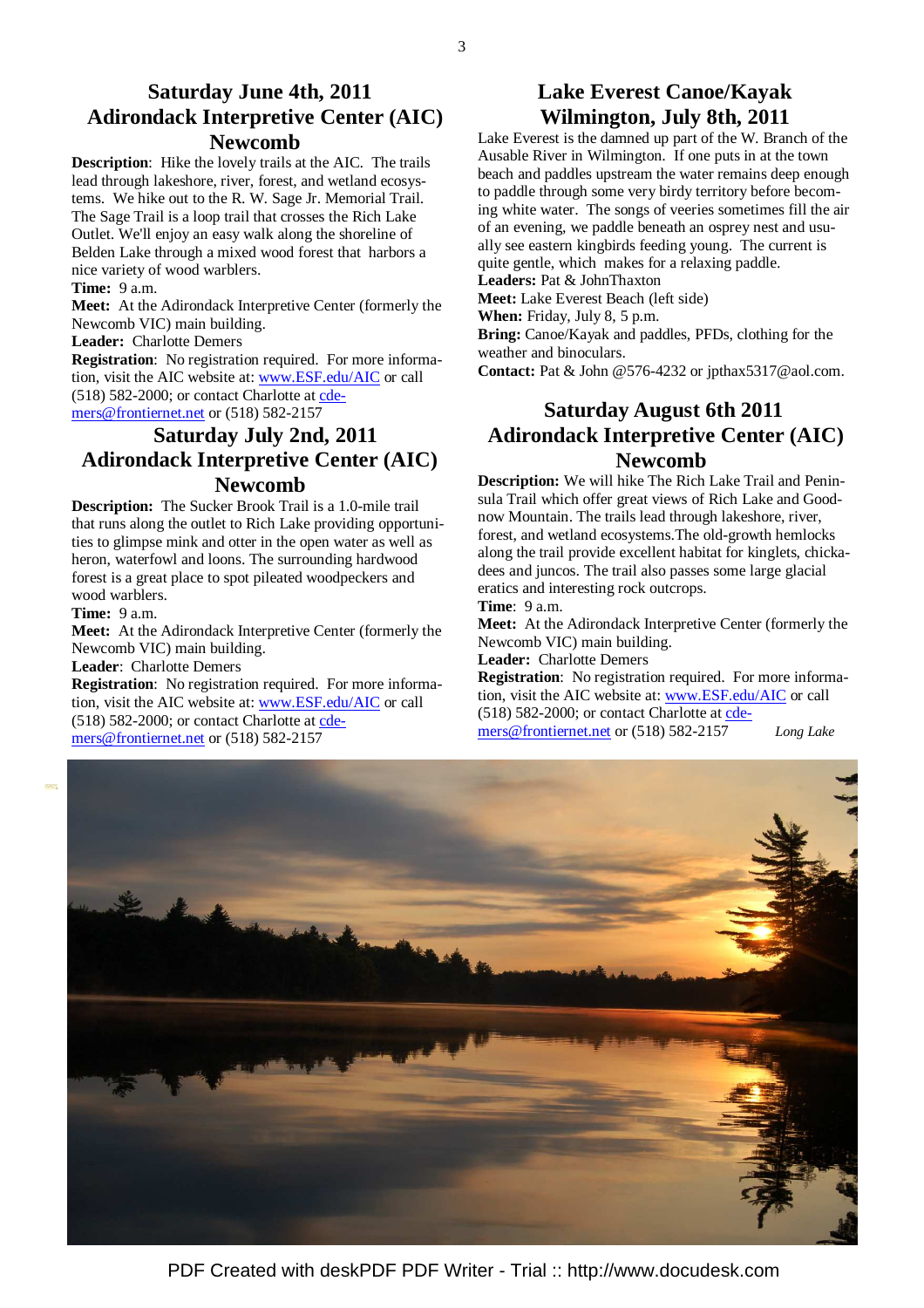## Saturday June 4th, 2011
## Adirondack Interpretive Center (AIC) Newcomb

**Description**: Hike the lovely trails at the AIC. The trails lead through lakeshore, river, forest, and wetland ecosystems. We hike out to the R. W. Sage Jr. Memorial Trail. The Sage Trail is a loop trail that crosses the Rich Lake Outlet. We'll enjoy an easy walk along the shoreline of Belden Lake through a mixed wood forest that harbors a nice variety of wood warblers.

**Time:** 9 a.m.

**Meet:** At the Adirondack Interpretive Center (formerly the Newcomb VIC) main building.

**Leader:** Charlotte Demers

**Registration**: No registration required. For more information, visit the AIC website at: www.ESF.edu/AIC or call (518) 582-2000; or contact Charlotte at cdemers@frontiernet.net or (518) 582-2157

## Saturday July 2nd, 2011
## Adirondack Interpretive Center (AIC) Newcomb

**Description:** The Sucker Brook Trail is a 1.0-mile trail that runs along the outlet to Rich Lake providing opportunities to glimpse mink and otter in the open water as well as heron, waterfowl and loons. The surrounding hardwood forest is a great place to spot pileated woodpeckers and wood warblers.

**Time:** 9 a.m.

**Meet:** At the Adirondack Interpretive Center (formerly the Newcomb VIC) main building.

**Leader**: Charlotte Demers

**Registration**: No registration required. For more information, visit the AIC website at: www.ESF.edu/AIC or call (518) 582-2000; or contact Charlotte at cdemers@frontiernet.net or (518) 582-2157

## Lake Everest Canoe/Kayak
## Wilmington, July 8th, 2011

Lake Everest is the damned up part of the W. Branch of the Ausable River in Wilmington. If one puts in at the town beach and paddles upstream the water remains deep enough to paddle through some very birdy territory before becoming white water. The songs of veeries sometimes fill the air of an evening, we paddle beneath an osprey nest and usually see eastern kingbirds feeding young. The current is quite gentle, which makes for a relaxing paddle.

**Leaders:** Pat & JohnThaxton

**Meet:** Lake Everest Beach (left side)

**When:** Friday, July 8, 5 p.m.

**Bring:** Canoe/Kayak and paddles, PFDs, clothing for the weather and binoculars.

**Contact:** Pat & John @576-4232 or jpthax5317@aol.com.

## Saturday August 6th 2011
## Adirondack Interpretive Center (AIC) Newcomb

**Description:** We will hike The Rich Lake Trail and Peninsula Trail which offer great views of Rich Lake and Goodnow Mountain. The trails lead through lakeshore, river, forest, and wetland ecosystems.The old-growth hemlocks along the trail provide excellent habitat for kinglets, chickadees and juncos. The trail also passes some large glacial eratics and interesting rock outcrops.

**Time**: 9 a.m.

**Meet:** At the Adirondack Interpretive Center (formerly the Newcomb VIC) main building.

**Leader:** Charlotte Demers

**Registration**: No registration required. For more information, visit the AIC website at: www.ESF.edu/AIC or call (518) 582-2000; or contact Charlotte at cdemers@frontiernet.net or (518) 582-2157

*Long Lake*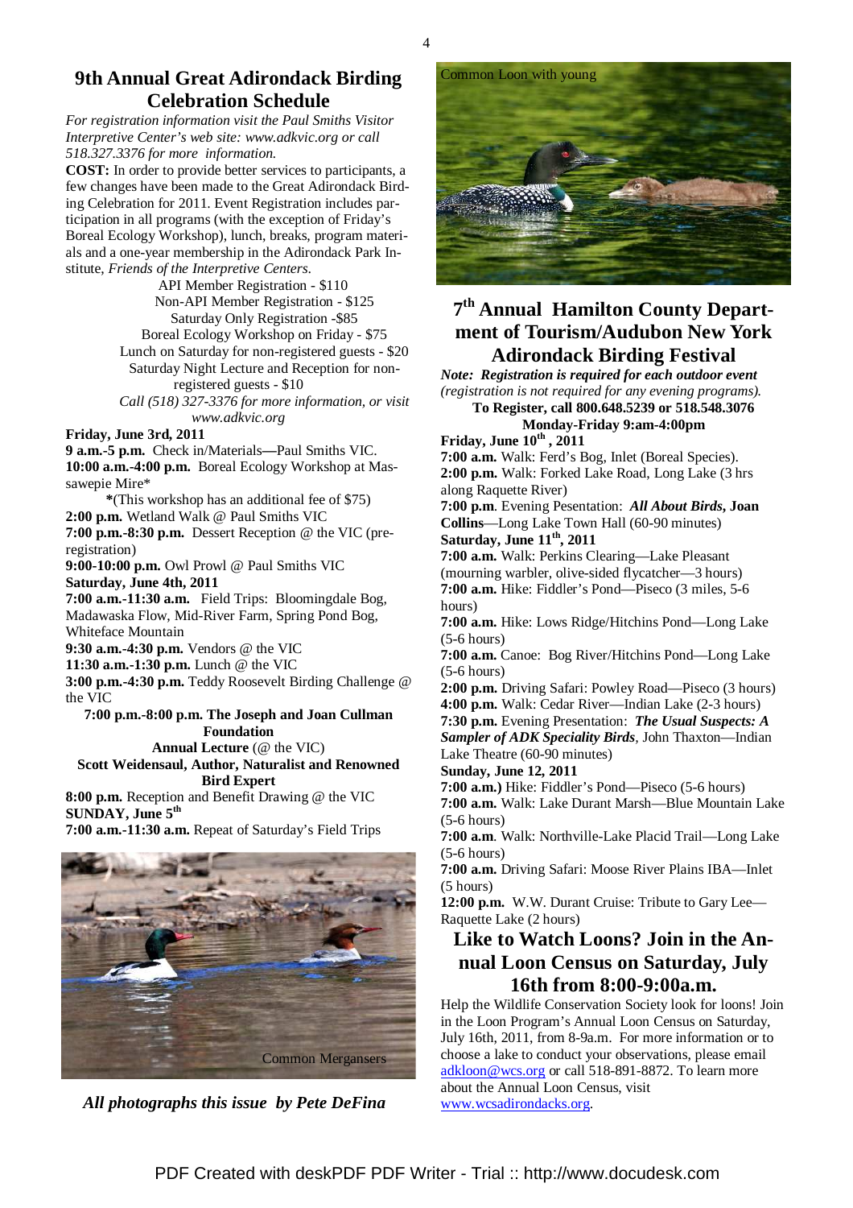## 9th Annual Great Adirondack Birding Celebration Schedule

*For registration information visit the Paul Smiths Visitor Interpretive Center's web site: www.adkvic.org or call 518.327.3376 for more information.*

**COST:** In order to provide better services to participants, a few changes have been made to the Great Adirondack Birding Celebration for 2011. Event Registration includes participation in all programs (with the exception of Friday's Boreal Ecology Workshop), lunch, breaks, program materials and a one-year membership in the Adirondack Park Institute, *Friends of the Interpretive Centers.*

API Member Registration - $110
Non-API Member Registration - $125
Saturday Only Registration -$85
Boreal Ecology Workshop on Friday - $75
Lunch on Saturday for non-registered guests - $20
Saturday Night Lecture and Reception for non-registered guests - $10
*Call (518) 327-3376 for more information, or visit www.adkvic.org*

**Friday, June 3rd, 2011**

**9 a.m.-5 p.m.** Check in/Materials—Paul Smiths VIC.
**10:00 a.m.-4:00 p.m.** Boreal Ecology Workshop at Massawepie Mire*
*(This workshop has an additional fee of $75)
**2:00 p.m.** Wetland Walk @ Paul Smiths VIC
**7:00 p.m.-8:30 p.m.** Dessert Reception @ the VIC (pre-registration)
**9:00-10:00 p.m.** Owl Prowl @ Paul Smiths VIC

**Saturday, June 4th, 2011**

**7:00 a.m.-11:30 a.m.** Field Trips: Bloomingdale Bog, Madawaska Flow, Mid-River Farm, Spring Pond Bog, Whiteface Mountain
**9:30 a.m.-4:30 p.m.** Vendors @ the VIC
**11:30 a.m.-1:30 p.m.** Lunch @ the VIC
**3:00 p.m.-4:30 p.m.** Teddy Roosevelt Birding Challenge @ the VIC
**7:00 p.m.-8:00 p.m. The Joseph and Joan Cullman Foundation Annual Lecture** (@ the VIC)
**Scott Weidensaul, Author, Naturalist and Renowned Bird Expert**
**8:00 p.m.** Reception and Benefit Drawing @ the VIC

**SUNDAY, June 5th**

**7:00 a.m.-11:30 a.m.** Repeat of Saturday's Field Trips

Common Mergansers

***All photographs this issue by Pete DeFina***

Common Loon with young

## 7th Annual Hamilton County Department of Tourism/Audubon New York Adirondack Birding Festival

*Note: Registration is required for each outdoor event (registration is not required for any evening programs).*

**To Register, call 800.648.5239 or 518.548.3076 Monday-Friday 9:am-4:00pm**

**Friday, June 10th, 2011**

**7:00 a.m.** Walk: Ferd's Bog, Inlet (Boreal Species).
**2:00 p.m.** Walk: Forked Lake Road, Long Lake (3 hrs along Raquette River)
**7:00 p.m**. Evening Pesentation: ***All About Birds*, Joan Collins**—Long Lake Town Hall (60-90 minutes)

**Saturday, June 11th, 2011**

**7:00 a.m.** Walk: Perkins Clearing—Lake Pleasant (mourning warbler, olive-sided flycatcher—3 hours)
**7:00 a.m.** Hike: Fiddler's Pond—Piseco (3 miles, 5-6 hours)
**7:00 a.m.** Hike: Lows Ridge/Hitchins Pond—Long Lake (5-6 hours)
**7:00 a.m.** Canoe: Bog River/Hitchins Pond—Long Lake (5-6 hours)
**2:00 p.m.** Driving Safari: Powley Road—Piseco (3 hours)
**4:00 p.m.** Walk: Cedar River—Indian Lake (2-3 hours)
**7:30 p.m.** Evening Presentation: ***The Usual Suspects: A Sampler of ADK Speciality Birds***, John Thaxton—Indian Lake Theatre (60-90 minutes)

**Sunday, June 12, 2011**

**7:00 a.m.)** Hike: Fiddler's Pond—Piseco (5-6 hours)
**7:00 a.m.** Walk: Lake Durant Marsh—Blue Mountain Lake (5-6 hours)
**7:00 a.m**. Walk: Northville-Lake Placid Trail—Long Lake (5-6 hours)
**7:00 a.m.** Driving Safari: Moose River Plains IBA—Inlet (5 hours)
**12:00 p.m.** W.W. Durant Cruise: Tribute to Gary Lee—Raquette Lake (2 hours)

## Like to Watch Loons? Join in the Annual Loon Census on Saturday, July 16th from 8:00-9:00a.m.

Help the Wildlife Conservation Society look for loons! Join in the Loon Program's Annual Loon Census on Saturday, July 16th, 2011, from 8-9a.m. For more information or to choose a lake to conduct your observations, please email adkloon@wcs.org or call 518-891-8872. To learn more about the Annual Loon Census, visit www.wcsadirondacks.org.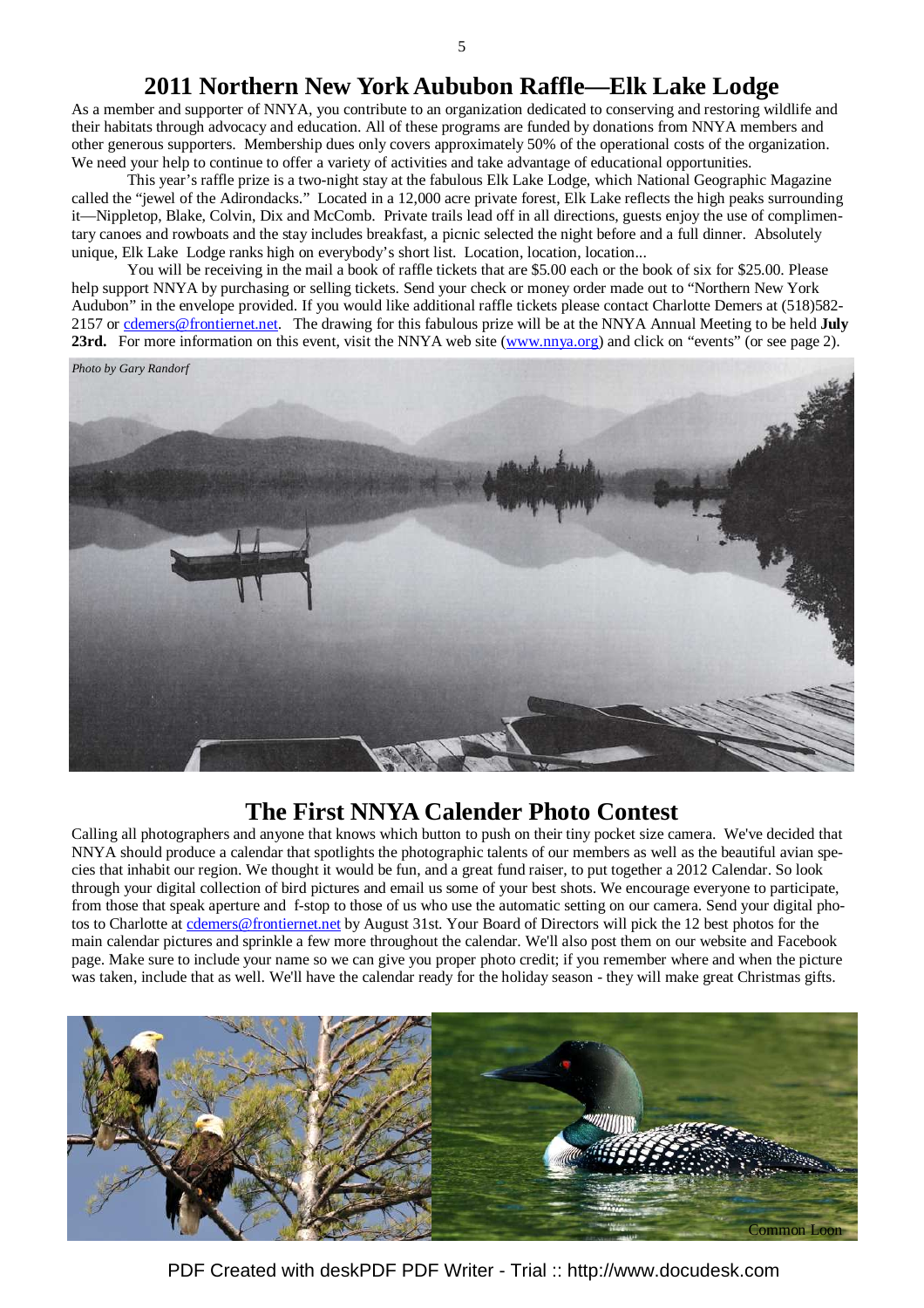## 2011 Northern New York Aububon Raffle—Elk Lake Lodge

As a member and supporter of NNYA, you contribute to an organization dedicated to conserving and restoring wildlife and their habitats through advocacy and education. All of these programs are funded by donations from NNYA members and other generous supporters. Membership dues only covers approximately 50% of the operational costs of the organization. We need your help to continue to offer a variety of activities and take advantage of educational opportunities.

This year's raffle prize is a two-night stay at the fabulous Elk Lake Lodge, which National Geographic Magazine called the "jewel of the Adirondacks." Located in a 12,000 acre private forest, Elk Lake reflects the high peaks surrounding it—Nippletop, Blake, Colvin, Dix and McComb. Private trails lead off in all directions, guests enjoy the use of complimentary canoes and rowboats and the stay includes breakfast, a picnic selected the night before and a full dinner. Absolutely unique, Elk Lake Lodge ranks high on everybody's short list. Location, location, location...

You will be receiving in the mail a book of raffle tickets that are $5.00 each or the book of six for $25.00. Please help support NNYA by purchasing or selling tickets. Send your check or money order made out to "Northern New York Audubon" in the envelope provided. If you would like additional raffle tickets please contact Charlotte Demers at (518)582-2157 or cdemers@frontiernet.net. The drawing for this fabulous prize will be at the NNYA Annual Meeting to be held **July 23rd.** For more information on this event, visit the NNYA web site (www.nnya.org) and click on "events" (or see page 2).

*Photo by Gary Randorf*

## The First NNYA Calender Photo Contest

Calling all photographers and anyone that knows which button to push on their tiny pocket size camera. We've decided that NNYA should produce a calendar that spotlights the photographic talents of our members as well as the beautiful avian species that inhabit our region. We thought it would be fun, and a great fund raiser, to put together a 2012 Calendar. So look through your digital collection of bird pictures and email us some of your best shots. We encourage everyone to participate, from those that speak aperture and f-stop to those of us who use the automatic setting on our camera. Send your digital photos to Charlotte at cdemers@frontiernet.net by August 31st. Your Board of Directors will pick the 12 best photos for the main calendar pictures and sprinkle a few more throughout the calendar. We'll also post them on our website and Facebook page. Make sure to include your name so we can give you proper photo credit; if you remember where and when the picture was taken, include that as well. We'll have the calendar ready for the holiday season - they will make great Christmas gifts.

Common Loon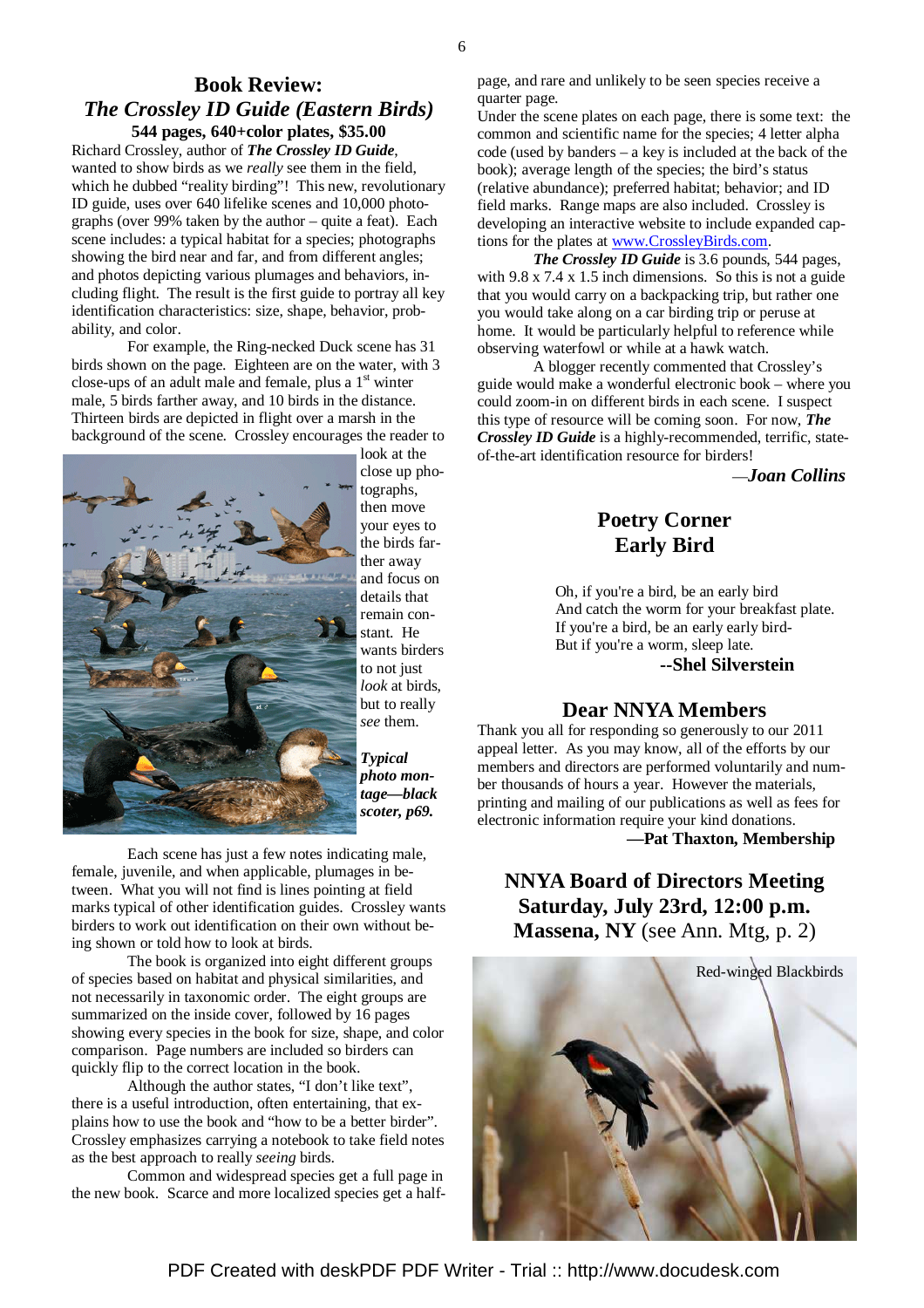## Book Review: *The Crossley ID Guide (Eastern Birds)*

**544 pages, 640+color plates, $35.00**

Richard Crossley, author of ***The Crossley ID Guide***, wanted to show birds as we *really* see them in the field, which he dubbed "reality birding"! This new, revolutionary ID guide, uses over 640 lifelike scenes and 10,000 photographs (over 99% taken by the author – quite a feat). Each scene includes: a typical habitat for a species; photographs showing the bird near and far, and from different angles; and photos depicting various plumages and behaviors, including flight. The result is the first guide to portray all key identification characteristics: size, shape, behavior, probability, and color.

For example, the Ring-necked Duck scene has 31 birds shown on the page. Eighteen are on the water, with 3 close-ups of an adult male and female, plus a 1st winter male, 5 birds farther away, and 10 birds in the distance. Thirteen birds are depicted in flight over a marsh in the background of the scene. Crossley encourages the reader to look at the close up photographs, then move your eyes to the birds farther away and focus on details that remain constant. He wants birders to not just *look* at birds, but to really *see* them.

***Typical photo montage—black scoter, p69.***

Each scene has just a few notes indicating male, female, juvenile, and when applicable, plumages in between. What you will not find is lines pointing at field marks typical of other identification guides. Crossley wants birders to work out identification on their own without being shown or told how to look at birds.

The book is organized into eight different groups of species based on habitat and physical similarities, and not necessarily in taxonomic order. The eight groups are summarized on the inside cover, followed by 16 pages showing every species in the book for size, shape, and color comparison. Page numbers are included so birders can quickly flip to the correct location in the book.

Although the author states, "I don't like text", there is a useful introduction, often entertaining, that explains how to use the book and "how to be a better birder". Crossley emphasizes carrying a notebook to take field notes as the best approach to really *seeing* birds.

Common and widespread species get a full page in the new book. Scarce and more localized species get a half-page, and rare and unlikely to be seen species receive a quarter page.

Under the scene plates on each page, there is some text: the common and scientific name for the species; 4 letter alpha code (used by banders – a key is included at the back of the book); average length of the species; the bird's status (relative abundance); preferred habitat; behavior; and ID field marks. Range maps are also included. Crossley is developing an interactive website to include expanded captions for the plates at www.CrossleyBirds.com.

***The Crossley ID Guide*** is 3.6 pounds, 544 pages, with 9.8 x 7.4 x 1.5 inch dimensions. So this is not a guide that you would carry on a backpacking trip, but rather one you would take along on a car birding trip or peruse at home. It would be particularly helpful to reference while observing waterfowl or while at a hawk watch.

A blogger recently commented that Crossley's guide would make a wonderful electronic book – where you could zoom-in on different birds in each scene. I suspect this type of resource will be coming soon. For now, ***The Crossley ID Guide*** is a highly-recommended, terrific, state-of-the-art identification resource for birders!

—***Joan Collins***

## Poetry Corner
## Early Bird

Oh, if you're a bird, be an early bird
And catch the worm for your breakfast plate.
If you're a bird, be an early early bird-
But if you're a worm, sleep late.

**--Shel Silverstein**

## Dear NNYA Members

Thank you all for responding so generously to our 2011 appeal letter. As you may know, all of the efforts by our members and directors are performed voluntarily and number thousands of hours a year. However the materials, printing and mailing of our publications as well as fees for electronic information require your kind donations.

**—Pat Thaxton, Membership**

## NNYA Board of Directors Meeting Saturday, July 23rd, 12:00 p.m. Massena, NY (see Ann. Mtg, p. 2)

Red-winged Blackbirds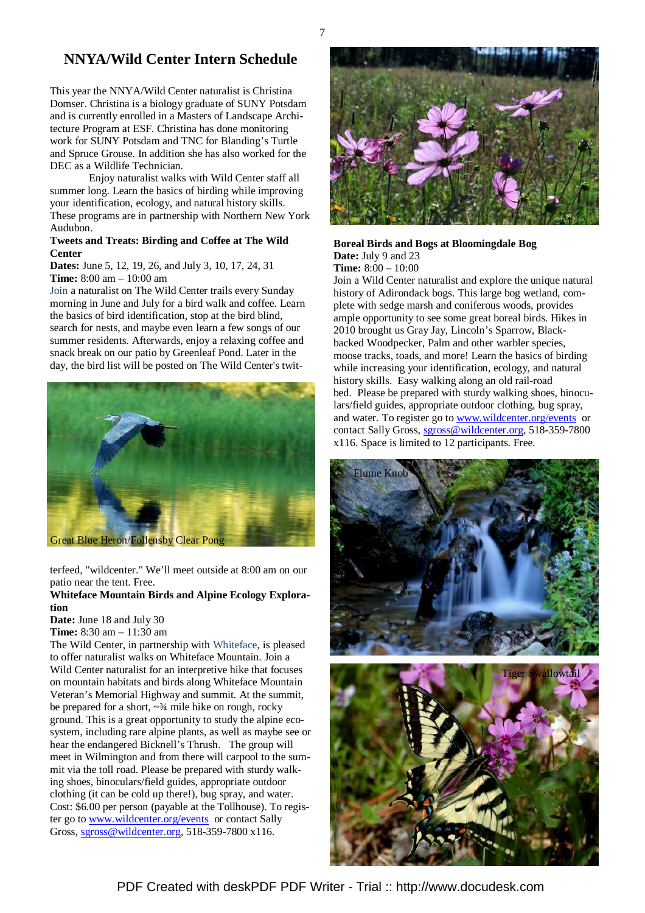## NNYA/Wild Center Intern Schedule

This year the NNYA/Wild Center naturalist is Christina Domser. Christina is a biology graduate of SUNY Potsdam and is currently enrolled in a Masters of Landscape Architecture Program at ESF. Christina has done monitoring work for SUNY Potsdam and TNC for Blanding's Turtle and Spruce Grouse. In addition she has also worked for the DEC as a Wildlife Technician.

Enjoy naturalist walks with Wild Center staff all summer long. Learn the basics of birding while improving your identification, ecology, and natural history skills. These programs are in partnership with Northern New York Audubon.

**Tweets and Treats: Birding and Coffee at The Wild Center**
**Dates:** June 5, 12, 19, 26, and July 3, 10, 17, 24, 31
**Time:** 8:00 am – 10:00 am
Join a naturalist on The Wild Center trails every Sunday morning in June and July for a bird walk and coffee. Learn the basics of bird identification, stop at the bird blind, search for nests, and maybe even learn a few songs of our summer residents. Afterwards, enjoy a relaxing coffee and snack break on our patio by Greenleaf Pond. Later in the day, the bird list will be posted on The Wild Center's twitterfeed, "wildcenter." We'll meet outside at 8:00 am on our patio near the tent. Free.

Great Blue Heron/Follensby Clear Pong

**Whiteface Mountain Birds and Alpine Ecology Exploration**
**Date:** June 18 and July 30
**Time:** 8:30 am – 11:30 am
The Wild Center, in partnership with Whiteface, is pleased to offer naturalist walks on Whiteface Mountain. Join a Wild Center naturalist for an interpretive hike that focuses on mountain habitats and birds along Whiteface Mountain Veteran's Memorial Highway and summit. At the summit, be prepared for a short, ~¾ mile hike on rough, rocky ground. This is a great opportunity to study the alpine ecosystem, including rare alpine plants, as well as maybe see or hear the endangered Bicknell's Thrush. The group will meet in Wilmington and from there will carpool to the summit via the toll road. Please be prepared with sturdy walking shoes, binoculars/field guides, appropriate outdoor clothing (it can be cold up there!), bug spray, and water. Cost: $6.00 per person (payable at the Tollhouse). To register go to www.wildcenter.org/events or contact Sally Gross, sgross@wildcenter.org, 518-359-7800 x116.

**Boreal Birds and Bogs at Bloomingdale Bog**
**Date:** July 9 and 23
**Time:** 8:00 – 10:00
Join a Wild Center naturalist and explore the unique natural history of Adirondack bogs. This large bog wetland, complete with sedge marsh and coniferous woods, provides ample opportunity to see some great boreal birds. Hikes in 2010 brought us Gray Jay, Lincoln's Sparrow, Black-backed Woodpecker, Palm and other warbler species, moose tracks, toads, and more! Learn the basics of birding while increasing your identification, ecology, and natural history skills. Easy walking along an old rail-road bed. Please be prepared with sturdy walking shoes, binoculars/field guides, appropriate outdoor clothing, bug spray, and water. To register go to www.wildcenter.org/events or contact Sally Gross, sgross@wildcenter.org, 518-359-7800 x116. Space is limited to 12 participants. Free.

Flume Knob

Tiger Swallowtail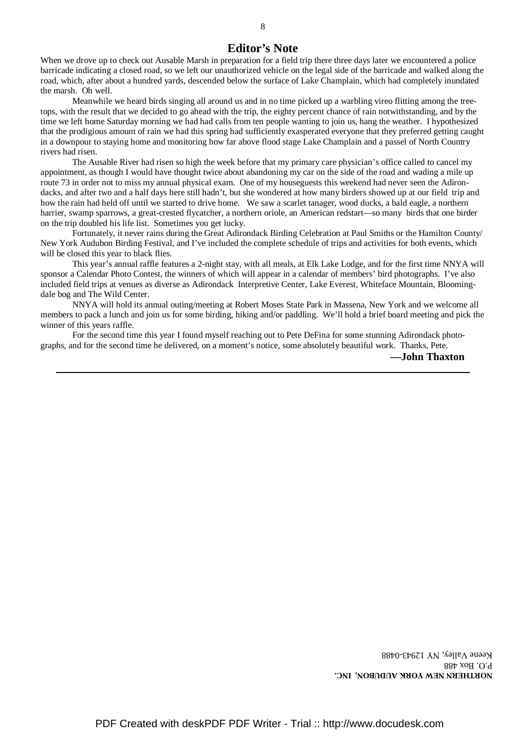## Editor's Note

When we drove up to check out Ausable Marsh in preparation for a field trip there three days later we encountered a police barricade indicating a closed road, so we left our unauthorized vehicle on the legal side of the barricade and walked along the road, which, after about a hundred yards, descended below the surface of Lake Champlain, which had completely inundated the marsh. Oh well.

Meanwhile we heard birds singing all around us and in no time picked up a warbling vireo flitting among the treetops, with the result that we decided to go ahead with the trip, the eighty percent chance of rain notwithstanding, and by the time we left home Saturday morning we had had calls from ten people wanting to join us, hang the weather. I hypothesized that the prodigious amount of rain we had this spring had sufficiently exasperated everyone that they preferred getting caught in a downpour to staying home and monitoring how far above flood stage Lake Champlain and a passel of North Country rivers had risen.

The Ausable River had risen so high the week before that my primary care physician's office called to cancel my appointment, as though I would have thought twice about abandoning my car on the side of the road and wading a mile up route 73 in order not to miss my annual physical exam. One of my houseguests this weekend had never seen the Adirondacks, and after two and a half days here still hadn't, but she wondered at how many birders showed up at our field trip and how the rain had held off until we started to drive home. We saw a scarlet tanager, wood ducks, a bald eagle, a northern harrier, swamp sparrows, a great-crested flycatcher, a northern oriole, an American redstart—so many birds that one birder on the trip doubled his life list. Sometimes you get lucky.

Fortunately, it never rains during the Great Adirondack Birding Celebration at Paul Smiths or the Hamilton County/ New York Audubon Birding Festival, and I've included the complete schedule of trips and activities for both events, which will be closed this year to black flies.

This year's annual raffle features a 2-night stay, with all meals, at Elk Lake Lodge, and for the first time NNYA will sponsor a Calendar Photo Contest, the winners of which will appear in a calendar of members' bird photographs. I've also included field trips at venues as diverse as Adirondack Interpretive Center, Lake Everest, Whiteface Mountain, Bloomingdale bog and The Wild Center.

NNYA will hold its annual outing/meeting at Robert Moses State Park in Massena, New York and we welcome all members to pack a lunch and join us for some birding, hiking and/or paddling. We'll hold a brief board meeting and pick the winner of this years raffle.

For the second time this year I found myself reaching out to Pete DeFina for some stunning Adirondack photographs, and for the second time he delivered, on a moment's notice, some absolutely beautiful work. Thanks, Pete.

**—John Thaxton**

---

**NORTHERN NEW YORK AUDUBON, INC.**
P.O. Box 488
Keene Valley, NY 12943-0488